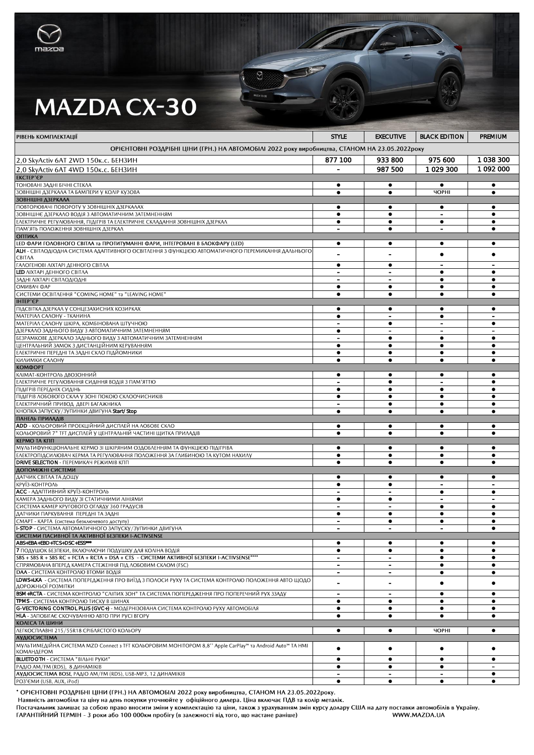# MAZDA CX-30

| РІВЕНЬ КОМПЛЕКТАЦІЇ | STYLE | EXECUTIVE | BLACK EDITION | PREMIUM |
|---|---|---|---|---|
| ОРІЄНТОВНІ РОЗДРІБНІ ЦІНИ (ГРН.) НА АВТОМОБІЛІ 2022 року виробництва, СТАНОМ НА 23.05.2022року | | | | |
| 2,0 SkyActiv 6AT 2WD 150к.с. БЕНЗИН | 877 100 | 933 800 | 975 600 | 1 038 300 |
| 2,0 SkyActiv 6AT 4WD 150к.с. БЕНЗИН | - | 987 500 | 1 029 300 | 1 092 000 |
| **ЕКСТЕР'ЄР** | | | | |
| ТОНОВАНІ ЗАДНІ БІЧНІ СТЕКЛА | ● | ● | ● | ● |
| ЗОВНІШНІ ДЗЕРКАЛА ТА БАМПЕРИ У КОЛІР КУЗОВА | ● | ● | ЧОРНІ | ● |
| **ЗОВНІШНІ ДЗЕРКАЛА** | | | | |
| ПОВТОРЮВАЧІ ПОВОРОТУ У ЗОВНІШНІХ ДЗЕРКАЛАХ | ● | ● | ● | ● |
| ЗОВНІШНЄ ДЗЕРКАЛО ВОДІЯ З АВТОМАТИЧНИМ ЗАТЕМНЕННЯМ | ● | ● | - | ● |
| ЕЛЕКТРИЧНЕ РЕГУЛЮВАННЯ, ПІДІГРІВ ТА ЕЛЕКТРИЧНЕ СКЛАДАННЯ ЗОВНІШНІХ ДЗЕРКАЛ | ● | ● | ● | ● |
| ПАМ'ЯТЬ ПОЛОЖЕННЯ ЗОВНІШНІХ ДЗЕРКАЛ | - | ● | - | ● |
| **ОПТИКА** | | | | |
| LED ФАРИ ГОЛОВНОГО СВІТЛА та ПРОТИТУМАННІ ФАРИ, ІНТЕГРОВАНІ В БЛОКФАРУ (LED) | ● | ● | ● | ● |
| ALH - СВІТЛОДІОДНА СИСТЕМА АДАПТИВНОГО ОСВІТЛЕННЯ З ФУНКЦІЄЮ АВТОМАТИЧНОГО ПЕРЕМИКАННЯ ДАЛЬНЬОГО СВІТЛА | - | - | ● | ● |
| ГАЛОГЕНОВІ ЛІХТАРІ ДЕННОГО СВІТЛА | ● | ● | - | - |
| LED ЛІХТАРІ ДЕННОГО СВІТЛА | - | - | ● | ● |
| ЗАДНІ ЛІХТАРІ СВІТЛОДІОДНІ | - | - | ● | ● |
| ОМИВАЧ ФАР | ● | ● | ● | ● |
| СИСТЕМИ ОСВІТЛЕННЯ "COMING HOME" та "LEAVING HOME" | ● | ● | ● | ● |
| **ІНТЕР'ЄР** | | | | |
| ПІДСВІТКА ДЗЕРКАЛ У СОНЦЕЗАХИСНИХ КОЗИРКАХ | ● | ● | ● | ● |
| МАТЕРІАЛ САЛОНУ - ТКАНИНА | ● | - | ● | - |
| МАТЕРІАЛ САЛОНУ ШКІРА, КОМБІНОВАНА ШТУЧНОЮ | - | ● | - | ● |
| ДЗЕРКАЛО ЗАДНЬОГО ВИДУ З АВТОМАТИЧНИМ ЗАТЕМНЕННЯМ | ● | - | - | - |
| БЕЗРАМКОВЕ ДЗЕРКАЛО ЗАДНЬОГО ВИДУ З АВТОМАТИЧНИМ ЗАТЕМНЕННЯМ | - | ● | ● | ● |
| ЦЕНТРАЛЬНИЙ ЗАМОК З ДИСТАНЦІЙНИМ КЕРУВАННЯМ | ● | ● | ● | ● |
| ЕЛЕКТРИЧНІ ПЕРЕДНІ ТА ЗАДНІ СКЛО ПІДЙОМНИКИ | ● | ● | ● | ● |
| КИЛИМКИ САЛОНУ | ● | ● | ● | ● |
| **КОМФОРТ** | | | | |
| КЛІМАТ-КОНТРОЛЬ ДВОЗОННИЙ | ● | ● | ● | ● |
| ЕЛЕКТРИЧНЕ РЕГУЛЮВАННЯ СИДІННЯ ВОДІЯ З ПАМ'ЯТТЮ | - | ● | - | ● |
| ПІДІГРІВ ПЕРЕДНІХ СИДІНЬ | ● | ● | ● | ● |
| ПІДІГРІВ ЛОБОВОГО СКЛА У ЗОНІ ПОКОЮ СКЛООЧИСНИКІВ | ● | ● | ● | ● |
| ЕЛЕКТРИЧНИЙ ПРИВОД ДВЕРІ БАГАЖНИКА | - | ● | ● | ● |
| КНОПКА ЗАПУСКУ/ЗУПИНКИ ДВИГУНА Start/Stop | ● | ● | ● | ● |
| **ПАНЕЛЬ ПРИЛАДІВ** | | | | |
| ADD - КОЛЬОРОВИЙ ПРОЕКЦІЙНИЙ ДИСПЛЕЙ НА ЛОБОВЕ СКЛО | ● | ● | ● | ● |
| КОЛЬОРОВИЙ 7" TFT ДИСПЛЕЙ У ЦЕНТРАЛЬНІЙ ЧАСТИНІ ЩИТКА ПРИЛАДІВ | ● | ● | ● | ● |
| **КЕРМО ТА КПП** | | | | |
| МУЛЬТИФУНКЦІОНАЛЬНЕ КЕРМО ЗІ ШКІРЯНИМ ОЗДОБЛЕННЯМ ТА ФУНКЦІЄЮ ПІДІГРІВА | ● | ● | ● | ● |
| ЕЛЕКТРОПІДСИЛЮВАЧ КЕРМА ТА РЕГУЛЮВАННЯ ПОЛОЖЕННЯ ЗА ГЛИБИНОЮ ТА КУТОМ НАХИЛУ | ● | ● | ● | ● |
| DRIVE SELECTION - ПЕРЕМИКАЧ РЕЖИМІВ КПП | ● | ● | ● | ● |
| **ДОПОМІЖНІ СИСТЕМИ** | | | | |
| ДАТЧИК СВІТЛА ТА ДОЩУ | ● | ● | ● | ● |
| КРУЇЗ-КОНТРОЛЬ | ● | ● | - | - |
| ACC - АДАПТИВНИЙ КРУЇЗ-КОНТРОЛЬ | - | - | ● | ● |
| КАМЕРА ЗАДНЬОГО ВИДУ ЗІ СТАТИЧНИМИ ЛІНІЯМИ | ● | ● | - | - |
| СИСТЕМА КАМЕР КРУГОВОГО ОГЛЯДУ 360 ГРАДУСІВ | - | - | ● | ● |
| ДАТЧИКИ ПАРКУВАННЯ ПЕРЕДНІ ТА ЗАДНІ | ● | ● | ● | ● |
| СМАРТ - КАРТА (система безключевого доступу) | - | ● | ● | ● |
| I-STOP - СИСТЕМА АВТОМАТИЧНОГО ЗАПУСКУ/ЗУПИНКИ ДВИГУНА | - | - | - | ● |
| **СИСТЕМИ ПАСИВНОЇ ТА АКТИВНОЇ БЕЗПЕКИ I-ACTIVSENSE** | | | | |
| ABS+EBA+EBD+TCS+DSC+ESS*** | ● | ● | ● | ● |
| 7 ПОДУШОК БЕЗПЕКИ, ВКЛЮЧАЮЧИ ПОДУШКУ ДЛЯ КОЛІНА ВОДІЯ | ● | ● | ● | ● |
| SBS + SBS R + SBS RC + FCTA + RCTA + DSA + CTS - СИСТЕМИ АКТИВНОЇ БЕЗПЕКИ I-ACTIVSENSE**** | - | - | ● | ● |
| СПРЯМОВАНА ВПЕРЕД КАМЕРА СТЕЖЕННЯ ПІД ЛОБОВИМ СКЛОМ (FSC) | - | - | ● | ● |
| DAA - СИСТЕМА КОНТРОЛЮ ВТОМИ ВОДІЯ | - | - | ● | ● |
| LDWS+LKA - СИСТЕМА ПОПЕРЕДЖЕННЯ ПРО ВИЇЗД З ПОЛОСИ РУХУ ТА СИСТЕМА КОНТРОЛЮ ПОЛОЖЕННЯ АВТО ЩОДО ДОРОЖНЬОЇ РОЗМІТКИ | - | - | ● | ● |
| BSM +RCTA - СИСТЕМА КОНТРОЛЮ "СЛІПИХ ЗОН" ТА СИСТЕМА ПОПЕРЕДЖЕННЯ ПРО ПОПЕРЕЧНИЙ РУХ ЗЗАДУ | - | - | ● | ● |
| TPMS - СИСТЕМА КОНТРОЛЮ ТИСКУ В ШИНАХ | ● | ● | ● | ● |
| G-VECTORING CONTROL PLUS (GVC+) - МОДЕРНІЗОВАНА СИСТЕМА КОНТРОЛЮ РУХУ АВТОМОБІЛЯ | ● | ● | ● | ● |
| HLA - ЗАПОБІГАЄ СКОЧУВАННЮ АВТО ПРИ РУСІ ВГОРУ | ● | ● | ● | ● |
| **КОЛЕСА ТА ШИНИ** | | | | |
| ЛЕГКОСПЛАВНІ 215/55R18 СРІБЛЯСТОГО КОЛЬОРУ | ● | ● | ЧОРНІ | ● |
| **АУДІОСИСТЕМА** | | | | |
| МУЛЬТИМЕДІЙНА СИСТЕМА MZD Connect з TFT КОЛЬОРОВИМ МОНІТОРОМ 8,8'' Apple CarPlay™ та Android Auto™ ТА HMI КОМАНДЕРОМ | ● | ● | ● | ● |
| BLUETOOTH - СИСТЕМА "ВІЛЬНІ РУКИ" | ● | ● | ● | ● |
| РАДІО AM/FM (RDS), 8 ДИНАМІКІВ | ● | ● | ● | - |
| АУДІОСИСТЕМА BOSE, РАДІО AM/FM (RDS), USB-MP3, 12 ДИНАМІКІВ | - | - | - | ● |
| РОЗ'ЄМИ (USB, AUX, iPod) | ● | ● | ● | ● |

**\* ОРІЄНТОВНІ РОЗДРІБНІ ЦІНИ (ГРН.) НА АВТОМОБІЛІ 2022 року виробництва, СТАНОМ НА 23.05.2022року.**

**Наявність автомобіля та ціну на день покупки уточнюйте у офіційного дилера. Ціна включає ПДВ та колір металік.**

**Постачальник залишає за собою право вносити зміни у комплектацію та ціни, також з урахуванням змін курсу долару США на дату поставки автомобілів в Україну.**

**ГАРАНТІЙНИЙ ТЕРМІН - 3 роки або 100 000км пробігу (в залежності від того, що настане раніше)** WWW.MAZDA.UA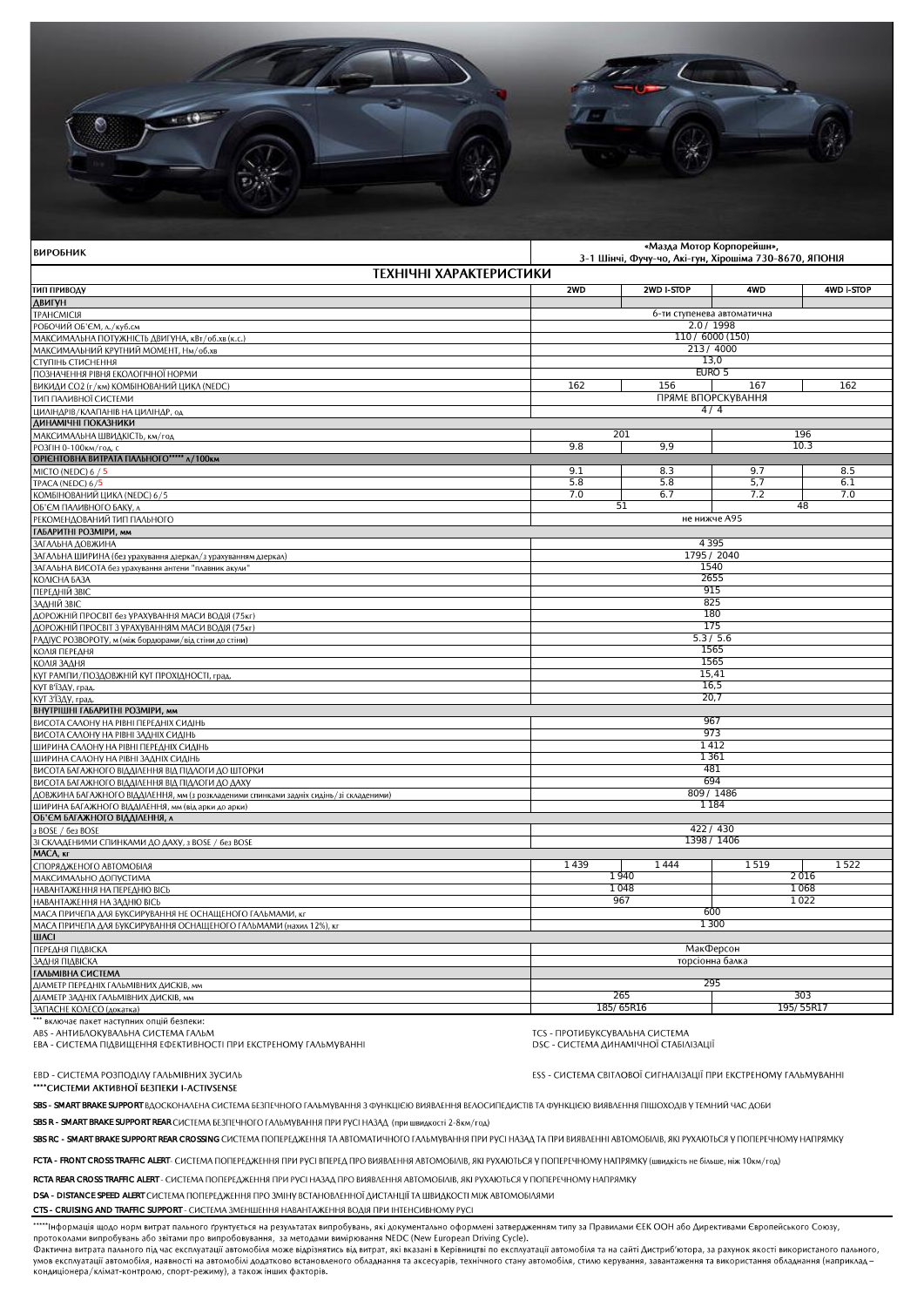| ВИРОБНИК | «Мазда Мотор Корпорейшн», 3-1 Шінчі, Фучу-чо, Акі-гун, Хірошіма 730-8670, ЯПОНІЯ | | | |
|---|---|---|---|---|
| **ТЕХНІЧНІ ХАРАКТЕРИСТИКИ** | | | | |
| ТИП ПРИВОДУ | 2WD | 2WD I-STOP | 4WD | 4WD I-STOP |
| **ДВИГУН** | | | | |
| ТРАНСМІСІЯ | 6-ти ступенева автоматична | | | |
| РОБОЧИЙ ОБ'ЄМ, л./куб.см | 2.0 / 1998 | | | |
| МАКСИМАЛЬНА ПОТУЖНІСТЬ ДВИГУНА, кВт/об.хв (к.с.) | 110 / 6000 (150) | | | |
| МАКСИМАЛЬНИЙ КРУТНИЙ МОМЕНТ, Нм/об.хв | 213 / 4000 | | | |
| СТУПІНЬ СТИСНЕННЯ | 13,0 | | | |
| ПОЗНАЧЕННЯ РІВНЯ ЕКОЛОГІЧНОЇ НОРМИ | EURO 5 | | | |
| ВИКИДИ $CO_2$ (г/км) КОМБІНОВАНИЙ ЦИКЛ (NEDC) | 162 | 156 | 167 | 162 |
| ТИП ПАЛИВНОЇ СИСТЕМИ | ПРЯМЕ ВПОРСКУВАННЯ | | | |
| ЦИЛІНДРІВ/КЛАПАНІВ НА ЦИЛІНДР, од | 4 / 4 | | | |
| **ДИНАМІЧНІ ПОКАЗНИКИ** | | | | |
| МАКСИМАЛЬНА ШВИДКІСТЬ, км/год | 201 | | 196 | |
| РОЗГІН 0-100км/год, с | 9.8 | 9,9 | 10.3 | |
| **ОРІЄНТОВНА ВИТРАТА ПАЛЬНОГО***** л/100км** | | | | |
| МІСТО (NEDC) 6 / 5 | 9.1 | 8.3 | 9.7 | 8.5 |
| ТРАСА (NEDC) 6 / 5 | 5.8 | 5.8 | 5,7 | 6.1 |
| КОМБІНОВАНИЙ ЦИКЛ (NEDC) 6 / 5 | 7.0 | 6.7 | 7.2 | 7.0 |
| ОБ'ЄМ ПАЛИВНОГО БАКУ, л | 51 | | 48 | |
| РЕКОМЕНДОВАНИЙ ТИП ПАЛЬНОГО | не нижче А95 | | | |
| **ГАБАРИТНІ РОЗМІРИ, мм** | | | | |
| ЗАГАЛЬНА ДОВЖИНА | 4 395 | | | |
| ЗАГАЛЬНА ШИРИНА (без урахування дзеркал/з урахуванням дзеркал) | 1795 / 2040 | | | |
| ЗАГАЛЬНА ВИСОТА без урахування антени "плавник акули" | 1540 | | | |
| КОЛІСНА БАЗА | 2655 | | | |
| ПЕРЕДНІЙ ЗВІС | 915 | | | |
| ЗАДНІЙ ЗВІС | 825 | | | |
| ДОРОЖНІЙ ПРОСВІТ без УРАХУВАННЯ МАСИ ВОДІЯ (75кг) | 180 | | | |
| ДОРОЖНІЙ ПРОСВІТ З УРАХУВАННЯМ МАСИ ВОДІЯ (75кг) | 175 | | | |
| РАДІУС РОЗВОРОТУ, м (між бордюрами/від стіни до стіни) | 5.3 / 5.6 | | | |
| КОЛІЯ ПЕРЕДНЯ | 1565 | | | |
| КОЛІЯ ЗАДНЯ | 1565 | | | |
| КУТ РАМПИ/ПОЗДОВЖНІЙ КУТ ПРОХІДНОСТІ, град. | 15,41 | | | |
| КУТ В'ЇЗДУ, град. | 16,5 | | | |
| КУТ З'ЇЗДУ, град. | 20,7 | | | |
| **ВНУТРІШНІ ГАБАРИТНІ РОЗМІРИ, мм** | | | | |
| ВИСОТА САЛОНУ НА РІВНІ ПЕРЕДНІХ СИДІНЬ | 967 | | | |
| ВИСОТА САЛОНУ НА РІВНІ ЗАДНІХ СИДІНЬ | 973 | | | |
| ШИРИНА САЛОНУ НА РІВНІ ПЕРЕДНІХ СИДІНЬ | 1 412 | | | |
| ШИРИНА САЛОНУ НА РІВНІ ЗАДНІХ СИДІНЬ | 1 361 | | | |
| ВИСОТА БАГАЖНОГО ВІДДІЛЕННЯ ВІД ПІДЛОГИ ДО ШТОРКИ | 481 | | | |
| ВИСОТА БАГАЖНОГО ВІДДІЛЕННЯ ВІД ПІДЛОГИ ДО ДАХУ | 694 | | | |
| ДОВЖИНА БАГАЖНОГО ВІДДІЛЕННЯ, мм (з розкладеними спинками задніх сидінь/зі складеними) | 809 / 1486 | | | |
| ШИРИНА БАГАЖНОГО ВІДДІЛЕННЯ, мм (від арки до арки) | 1 184 | | | |
| **ОБ'ЄМ БАГАЖНОГО ВІДДІЛЕННЯ, л** | | | | |
| з BOSE / без BOSE | 422 / 430 | | | |
| ЗІ СКЛАДЕНИМИ СПИНКАМИ ДО ДАХУ, з BOSE / без BOSE | 1398 / 1406 | | | |
| **МАСА, кг** | | | | |
| СПОРЯДЖЕНОГО АВТОМОБІЛЯ | 1 439 | 1 444 | 1 519 | 1 522 |
| МАКСИМАЛЬНО ДОПУСТИМА | 1 940 | | 2 016 | |
| НАВАНТАЖЕННЯ НА ПЕРЕДНЮ ВІСЬ | 1 048 | | 1 068 | |
| НАВАНТАЖЕННЯ НА ЗАДНЮ ВІСЬ | 967 | | 1 022 | |
| МАСА ПРИЧЕПА ДЛЯ БУКСИРУВАННЯ НЕ ОСНАЩЕНОГО ГАЛЬМАМИ, кг | 600 | | | |
| МАСА ПРИЧЕПА ДЛЯ БУКСИРУВАННЯ ОСНАЩЕНОГО ГАЛЬМАМИ (нахил 12%), кг | 1 300 | | | |
| **ШАСІ** | | | | |
| ПЕРЕДНЯ ПІДВІСКА | МакФерсон | | | |
| ЗАДНЯ ПІДВІСКА | торсіонна балка | | | |
| **ГАЛЬМІВНА СИСТЕМА** | | | | |
| ДІАМЕТР ПЕРЕДНІХ ГАЛЬМІВНИХ ДИСКІВ, мм | 295 | | | |
| ДІАМЕТР ЗАДНІХ ГАЛЬМІВНИХ ДИСКІВ, мм | 265 | | 303 | |
| ЗАПАСНЕ КОЛЕСО (докатка) | 185/65R16 | | 195/55R17 | |

*** включає пакет наступних опцій безпеки:

ABS - АНТИБЛОКУВАЛЬНА СИСТЕМА ГАЛЬМ

EBA - СИСТЕМА ПІДВИЩЕННЯ ЕФЕКТИВНОСТІ ПРИ ЕКСТРЕНОМУ ГАЛЬМУВАННІ

EBD - СИСТЕМА РОЗПОДІЛУ ГАЛЬМІВНИХ ЗУСИЛЬ

TCS - ПРОТИБУКСУВАЛЬНА СИСТЕМА

DSC - СИСТЕМА ДИНАМІЧНОЇ СТАБІЛІЗАЦІЇ

ESS - СИСТЕМА СВІТЛОВОЇ СИГНАЛІЗАЦІЇ ПРИ ЕКСТРЕНОМУ ГАЛЬМУВАННІ

****СИСТЕМИ АКТИВНОЇ БЕЗПЕКИ I-ACTIVSENSE

**SBS - SMART BRAKE SUPPORT** ВДОСКОНАЛЕНА СИСТЕМА БЕЗПЕЧНОГО ГАЛЬМУВАННЯ З ФУНКЦІЄЮ ВИЯВЛЕННЯ ВЕЛОСИПЕДИСТІВ ТА ФУНКЦІЄЮ ВИЯВЛЕННЯ ПІШОХОДІВ У ТЕМНИЙ ЧАС ДОБИ

**SBS R - SMART BRAKE SUPPORT REAR** СИСТЕМА БЕЗПЕЧНОГО ГАЛЬМУВАННЯ ПРИ РУСІ НАЗАД (при швидкості 2-8км/год)

**SBS RC - SMART BRAKE SUPPORT REAR CROSSING** СИСТЕМА ПОПЕРЕДЖЕННЯ ТА АВТОМАТИЧНОГО ГАЛЬМУВАННЯ ПРИ РУСІ НАЗАД ТА ПРИ ВИЯВЛЕННІ АВТОМОБІЛІВ, ЯКІ РУХАЮТЬСЯ У ПОПЕРЕЧНОМУ НАПРЯМКУ

**FCTA - FRONT CROSS TRAFFIC ALERT**- СИСТЕМА ПОПЕРЕДЖЕННЯ ПРИ РУСІ ВПЕРЕД ПРО ВИЯВЛЕННЯ АВТОМОБІЛІВ, ЯКІ РУХАЮТЬСЯ У ПОПЕРЕЧНОМУ НАПРЯМКУ (швидкість не більше, ніж 10км/год)

**RCTA REAR CROSS TRAFFIC ALERT** - СИСТЕМА ПОПЕРЕДЖЕННЯ ПРИ РУСІ НАЗАД ПРО ВИЯВЛЕННЯ АВТОМОБІЛІВ, ЯКІ РУХАЮТЬСЯ У ПОПЕРЕЧНОМУ НАПРЯМКУ

**DSA - DISTANCE SPEED ALERT** СИСТЕМА ПОПЕРЕДЖЕННЯ ПРО ЗМІНУ ВСТАНОВЛЕНОЇ ДИСТАНЦІЇ ТА ШВИДКОСТІ МІЖ АВТОМОБІЛЯМИ

**CTS - CRUISING AND TRAFFIC SUPPORT** - СИСТЕМА ЗМЕНШЕННЯ НАВАНТАЖЕННЯ ВОДІЯ ПРИ ІНТЕНСИВНОМУ РУСІ

*****Інформація щодо норм витрат пального ґрунтується на результатах випробувань, які документально оформлені затвердженням типу за Правилами ЄЕК ООН або Директивами Європейського Союзу, протоколами випробувань або звітами про випробовування, за методами вимірювання NEDC (New European Driving Cycle).
Фактична витрата пального під час експлуатації автомобіля може відрізнятись від витрат, які вказані в Керівництві по експлуатації автомобіля та на сайті Дистриб'ютора, за рахунок якості використаного пального, умов експлуатації автомобіля, наявності на автомобілі додатково встановленого обладнання та аксесуарів, технічного стану автомобіля, стилю керування, завантаження та використання обладнання (наприклад – кондиціонера/клімат-контролю, спорт-режиму), а також інших факторів.